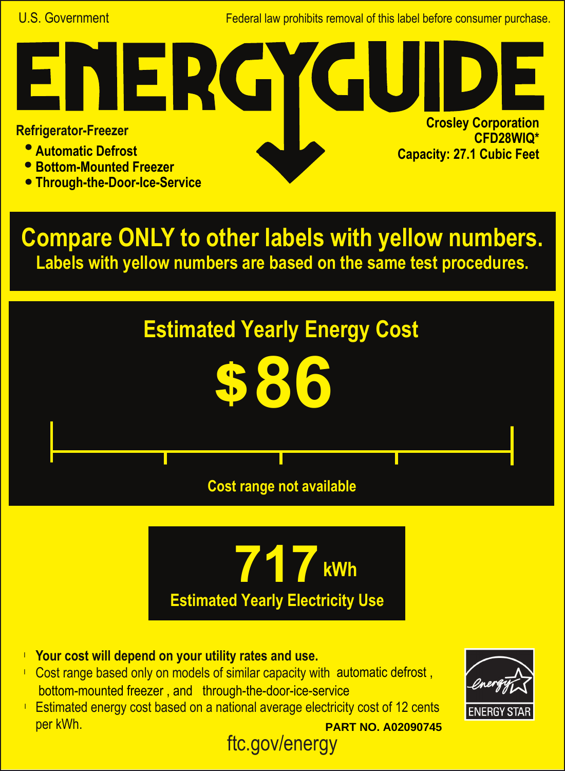U.S. Government

Federal law prohibits removal of this label before consumer purchase.

# ENERGYGUIDE

**Refrigerator-Freezer**

- **Automatic Defrost**
- **Bottom-Mounted Freezer**
- **Through-the-Door-Ice-Service**

**Crosley Corporation**
**CFD28WIQ***
**Capacity: 27.1 Cubic Feet**

## Compare ONLY to other labels with yellow numbers.

**Labels with yellow numbers are based on the same test procedures.**

## Estimated Yearly Energy Cost

# $86

Cost range not available

# 717 kWh

**Estimated Yearly Electricity Use**

- **Your cost will depend on your utility rates and use.**
- Cost range based only on models of similar capacity with automatic defrost, bottom-mounted freezer, and through-the-door-ice-service
- Estimated energy cost based on a national average electricity cost of 12 cents per kWh.

ENERGY STAR

**PART NO. A02090745**

ftc.gov/energy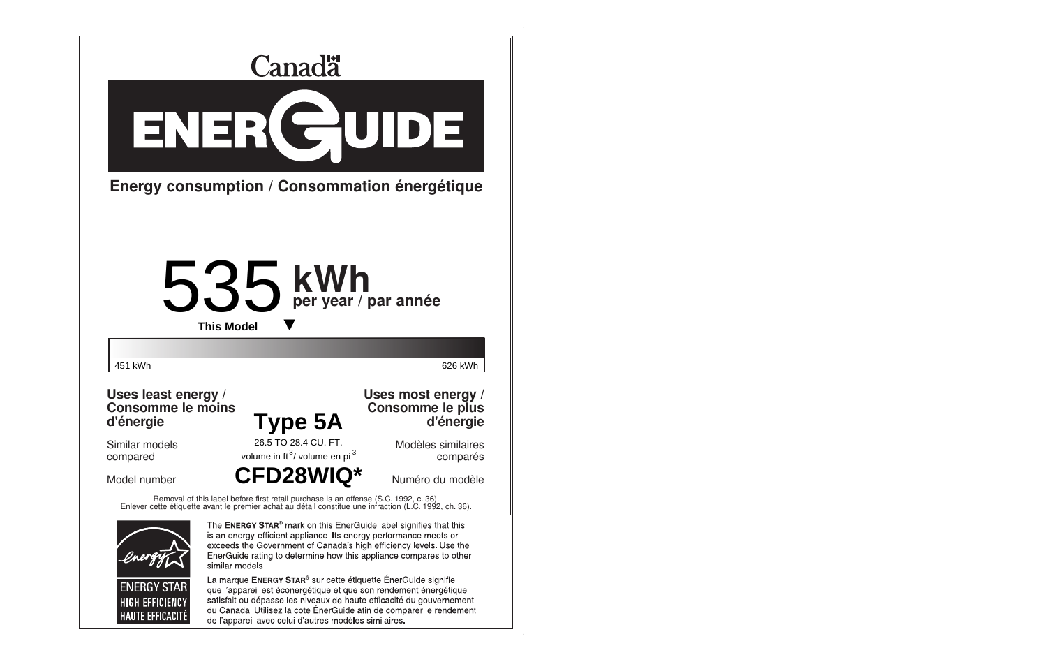Canada

# ENERGUIDE

**Energy consumption / Consommation énergétique**

**535 kWh per year / par année**

**This Model**

451 kWh

626 kWh

**Uses least energy / Consomme le moins d'énergie**

**Uses most energy / Consomme le plus d'énergie**

**Type 5A**

Similar models compared

26.5 TO 28.4 CU. FT.

volume in $ft^3$/ volume en pi $^3$

Modèles similaires comparés

Model number

**CFD28WIQ***

Numéro du modèle

Removal of this label before first retail purchase is an offense (S.C. 1992, c. 36).
Enlever cette étiquette avant le premier achat au détail constitue une infraction (L.C. 1992, ch. 36).

energy

ENERGY STAR
HIGH EFFICIENCY
HAUTE EFFICACITÉ

The ENERGY STAR® mark on this EnerGuide label signifies that this is an energy-efficient appliance. Its energy performance meets or exceeds the Government of Canada's high efficiency levels. Use the EnerGuide rating to determine how this appliance compares to other similar models.

La marque ENERGY STAR® sur cette étiquette ÉnerGuide signifie que l'appareil est éconergétique et que son rendement énergétique satisfait ou dépasse les niveaux de haute efficacité du gouvernement du Canada. Utilisez la cote ÉnerGuide afin de comparer le rendement de l'appareil avec celui d'autres modèles similaires.